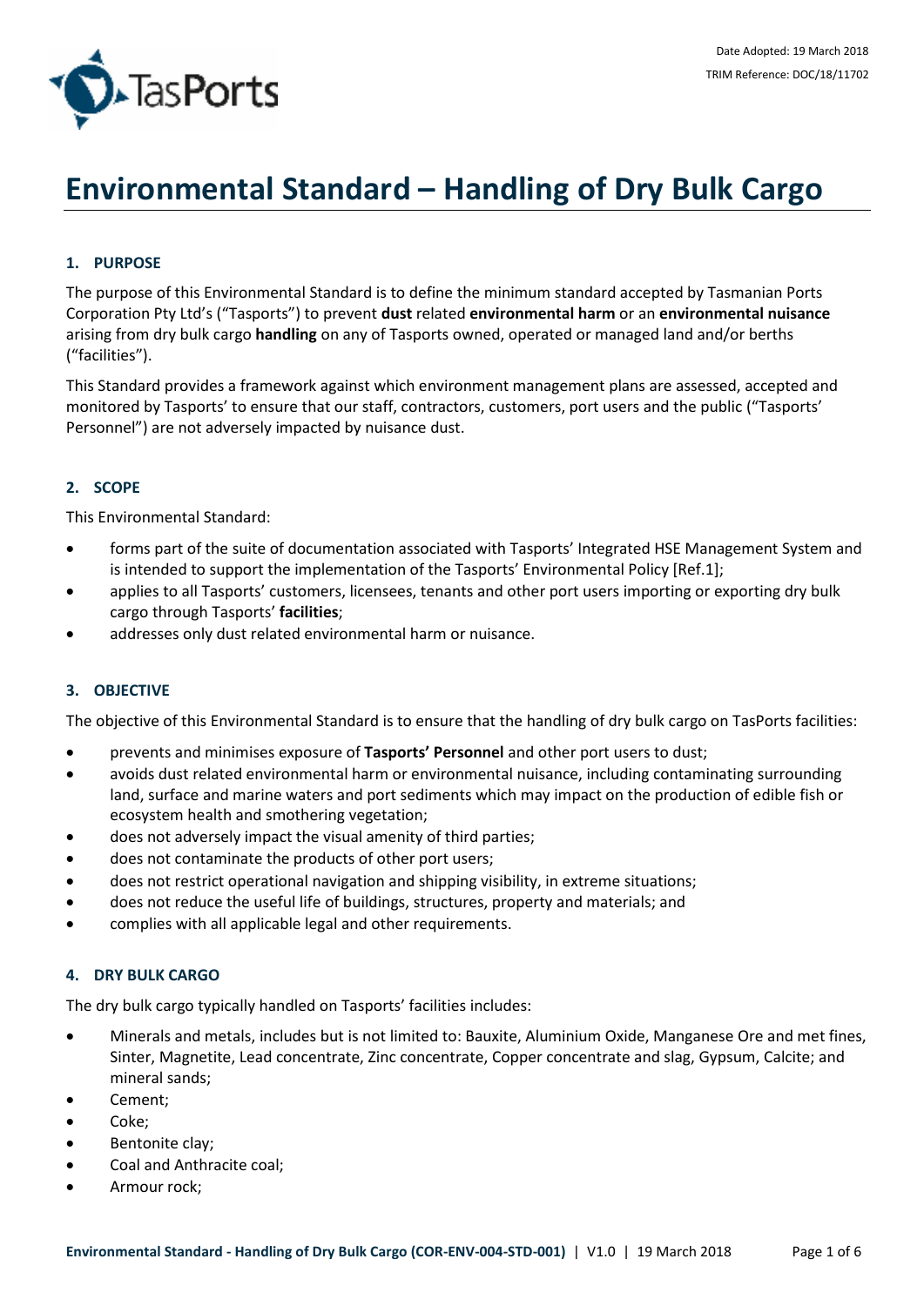Date Adopted: 19 March 2018

TRIM Reference: DOC/18/11702

# Environmental Standard – Handling of Dry Bulk Cargo

## 1. PURPOSE

The purpose of this Environmental Standard is to define the minimum standard accepted by Tasmanian Ports Corporation Pty Ltd's ("Tasports") to prevent **dust** related **environmental harm** or an **environmental nuisance** arising from dry bulk cargo **handling** on any of Tasports owned, operated or managed land and/or berths ("facilities").

This Standard provides a framework against which environment management plans are assessed, accepted and monitored by Tasports' to ensure that our staff, contractors, customers, port users and the public ("Tasports' Personnel") are not adversely impacted by nuisance dust.

## 2. SCOPE

This Environmental Standard:

- forms part of the suite of documentation associated with Tasports' Integrated HSE Management System and is intended to support the implementation of the Tasports' Environmental Policy [Ref.1];
- applies to all Tasports' customers, licensees, tenants and other port users importing or exporting dry bulk cargo through Tasports' **facilities**;
- addresses only dust related environmental harm or nuisance.

## 3. OBJECTIVE

The objective of this Environmental Standard is to ensure that the handling of dry bulk cargo on TasPorts facilities:

- prevents and minimises exposure of **Tasports' Personnel** and other port users to dust;
- avoids dust related environmental harm or environmental nuisance, including contaminating surrounding land, surface and marine waters and port sediments which may impact on the production of edible fish or ecosystem health and smothering vegetation;
- does not adversely impact the visual amenity of third parties;
- does not contaminate the products of other port users;
- does not restrict operational navigation and shipping visibility, in extreme situations;
- does not reduce the useful life of buildings, structures, property and materials; and
- complies with all applicable legal and other requirements.

## 4. DRY BULK CARGO

The dry bulk cargo typically handled on Tasports' facilities includes:

- Minerals and metals, includes but is not limited to: Bauxite, Aluminium Oxide, Manganese Ore and met fines, Sinter, Magnetite, Lead concentrate, Zinc concentrate, Copper concentrate and slag, Gypsum, Calcite; and mineral sands;
- Cement;
- Coke;
- Bentonite clay;
- Coal and Anthracite coal;
- Armour rock;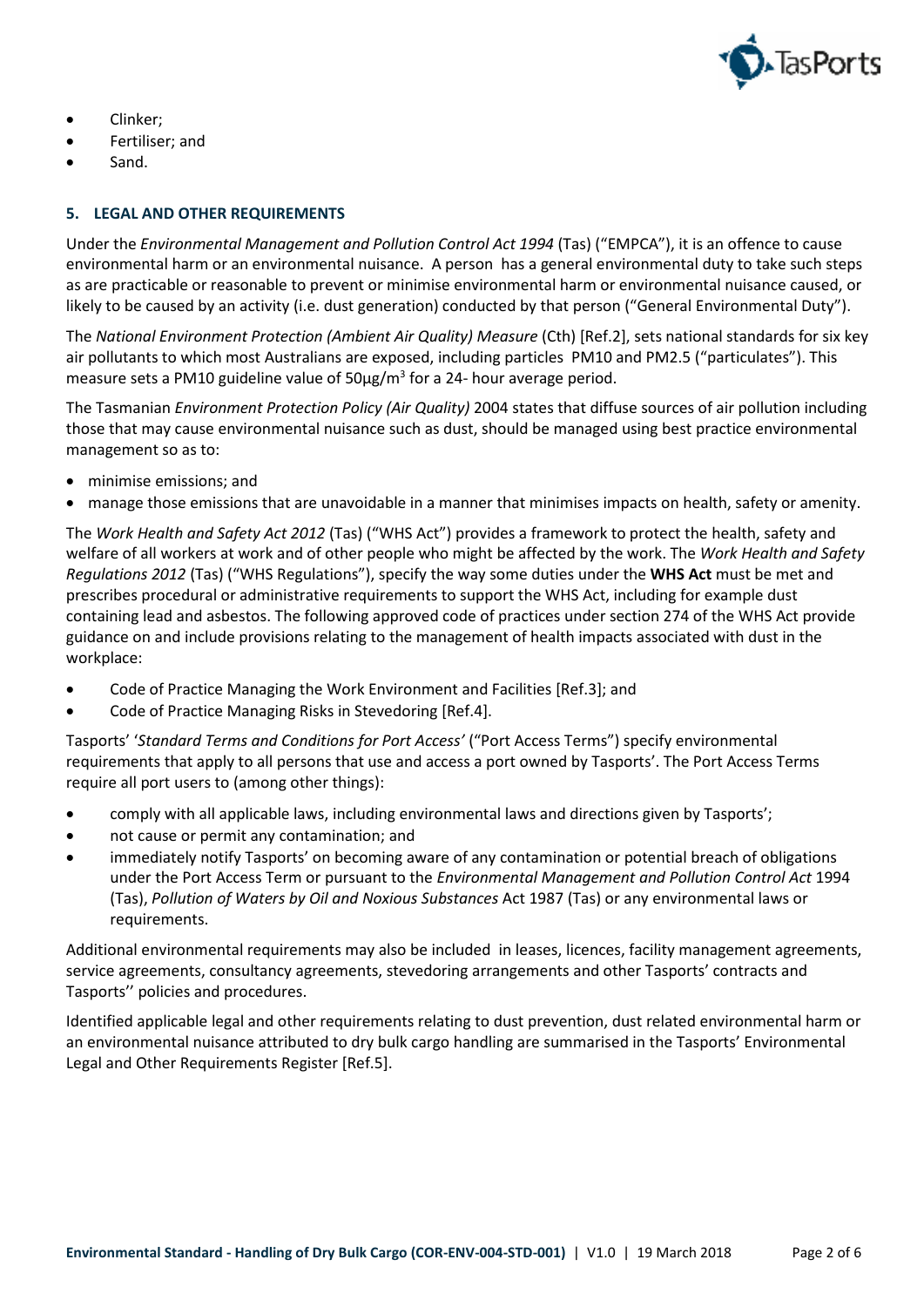- Clinker;
- Fertiliser; and
- Sand.

## 5. LEGAL AND OTHER REQUIREMENTS

Under the *Environmental Management and Pollution Control Act 1994* (Tas) ("EMPCA"), it is an offence to cause environmental harm or an environmental nuisance. A person has a general environmental duty to take such steps as are practicable or reasonable to prevent or minimise environmental harm or environmental nuisance caused, or likely to be caused by an activity (i.e. dust generation) conducted by that person ("General Environmental Duty").

The *National Environment Protection (Ambient Air Quality) Measure* (Cth) [Ref.2], sets national standards for six key air pollutants to which most Australians are exposed, including particles PM10 and PM2.5 ("particulates"). This measure sets a PM10 guideline value of 50µg/m$^3$ for a 24- hour average period.

The Tasmanian *Environment Protection Policy (Air Quality)* 2004 states that diffuse sources of air pollution including those that may cause environmental nuisance such as dust, should be managed using best practice environmental management so as to:

- minimise emissions; and
- manage those emissions that are unavoidable in a manner that minimises impacts on health, safety or amenity.

The *Work Health and Safety Act 2012* (Tas) ("WHS Act") provides a framework to protect the health, safety and welfare of all workers at work and of other people who might be affected by the work. The *Work Health and Safety Regulations 2012* (Tas) ("WHS Regulations"), specify the way some duties under the **WHS Act** must be met and prescribes procedural or administrative requirements to support the WHS Act, including for example dust containing lead and asbestos. The following approved code of practices under section 274 of the WHS Act provide guidance on and include provisions relating to the management of health impacts associated with dust in the workplace:

- Code of Practice Managing the Work Environment and Facilities [Ref.3]; and
- Code of Practice Managing Risks in Stevedoring [Ref.4].

Tasports' '*Standard Terms and Conditions for Port Access'* ("Port Access Terms") specify environmental requirements that apply to all persons that use and access a port owned by Tasports'. The Port Access Terms require all port users to (among other things):

- comply with all applicable laws, including environmental laws and directions given by Tasports';
- not cause or permit any contamination; and
- immediately notify Tasports' on becoming aware of any contamination or potential breach of obligations under the Port Access Term or pursuant to the *Environmental Management and Pollution Control Act* 1994 (Tas), *Pollution of Waters by Oil and Noxious Substances* Act 1987 (Tas) or any environmental laws or requirements.

Additional environmental requirements may also be included in leases, licences, facility management agreements, service agreements, consultancy agreements, stevedoring arrangements and other Tasports' contracts and Tasports'' policies and procedures.

Identified applicable legal and other requirements relating to dust prevention, dust related environmental harm or an environmental nuisance attributed to dry bulk cargo handling are summarised in the Tasports' Environmental Legal and Other Requirements Register [Ref.5].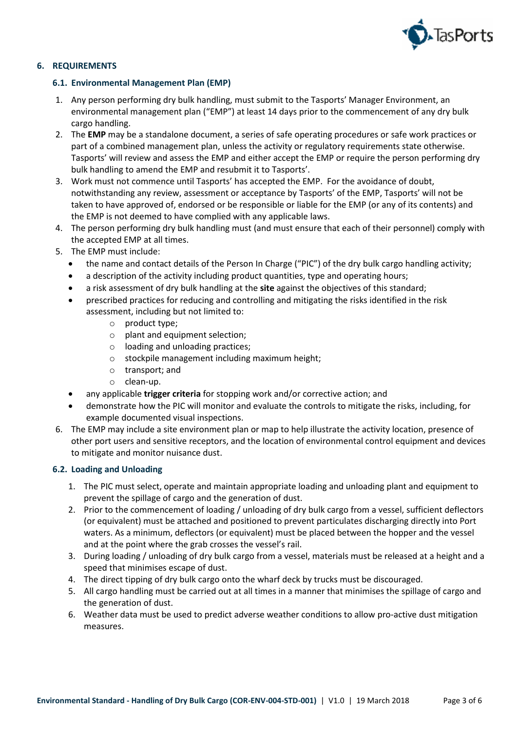## 6. REQUIREMENTS

### 6.1. Environmental Management Plan (EMP)

1. Any person performing dry bulk handling, must submit to the Tasports' Manager Environment, an environmental management plan ("EMP") at least 14 days prior to the commencement of any dry bulk cargo handling.
2. The **EMP** may be a standalone document, a series of safe operating procedures or safe work practices or part of a combined management plan, unless the activity or regulatory requirements state otherwise. Tasports' will review and assess the EMP and either accept the EMP or require the person performing dry bulk handling to amend the EMP and resubmit it to Tasports'.
3. Work must not commence until Tasports' has accepted the EMP. For the avoidance of doubt, notwithstanding any review, assessment or acceptance by Tasports' of the EMP, Tasports' will not be taken to have approved of, endorsed or be responsible or liable for the EMP (or any of its contents) and the EMP is not deemed to have complied with any applicable laws.
4. The person performing dry bulk handling must (and must ensure that each of their personnel) comply with the accepted EMP at all times.
5. The EMP must include:
   - the name and contact details of the Person In Charge ("PIC") of the dry bulk cargo handling activity;
   - a description of the activity including product quantities, type and operating hours;
   - a risk assessment of dry bulk handling at the **site** against the objectives of this standard;
   - prescribed practices for reducing and controlling and mitigating the risks identified in the risk assessment, including but not limited to:
     - product type;
     - plant and equipment selection;
     - loading and unloading practices;
     - stockpile management including maximum height;
     - transport; and
     - clean-up.
   - any applicable **trigger criteria** for stopping work and/or corrective action; and
   - demonstrate how the PIC will monitor and evaluate the controls to mitigate the risks, including, for example documented visual inspections.
6. The EMP may include a site environment plan or map to help illustrate the activity location, presence of other port users and sensitive receptors, and the location of environmental control equipment and devices to mitigate and monitor nuisance dust.

### 6.2. Loading and Unloading

1. The PIC must select, operate and maintain appropriate loading and unloading plant and equipment to prevent the spillage of cargo and the generation of dust.
2. Prior to the commencement of loading / unloading of dry bulk cargo from a vessel, sufficient deflectors (or equivalent) must be attached and positioned to prevent particulates discharging directly into Port waters. As a minimum, deflectors (or equivalent) must be placed between the hopper and the vessel and at the point where the grab crosses the vessel's rail.
3. During loading / unloading of dry bulk cargo from a vessel, materials must be released at a height and a speed that minimises escape of dust.
4. The direct tipping of dry bulk cargo onto the wharf deck by trucks must be discouraged.
5. All cargo handling must be carried out at all times in a manner that minimises the spillage of cargo and the generation of dust.
6. Weather data must be used to predict adverse weather conditions to allow pro-active dust mitigation measures.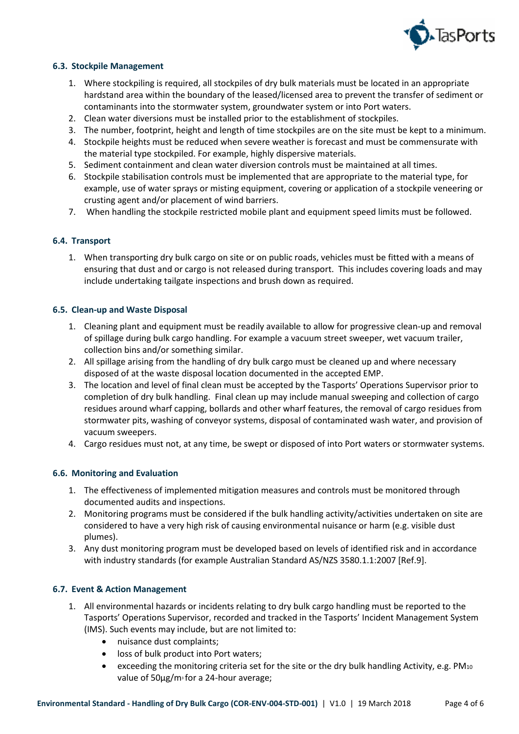### 6.3. Stockpile Management

1. Where stockpiling is required, all stockpiles of dry bulk materials must be located in an appropriate hardstand area within the boundary of the leased/licensed area to prevent the transfer of sediment or contaminants into the stormwater system, groundwater system or into Port waters.
2. Clean water diversions must be installed prior to the establishment of stockpiles.
3. The number, footprint, height and length of time stockpiles are on the site must be kept to a minimum.
4. Stockpile heights must be reduced when severe weather is forecast and must be commensurate with the material type stockpiled. For example, highly dispersive materials.
5. Sediment containment and clean water diversion controls must be maintained at all times.
6. Stockpile stabilisation controls must be implemented that are appropriate to the material type, for example, use of water sprays or misting equipment, covering or application of a stockpile veneering or crusting agent and/or placement of wind barriers.
7. When handling the stockpile restricted mobile plant and equipment speed limits must be followed.

### 6.4. Transport

1. When transporting dry bulk cargo on site or on public roads, vehicles must be fitted with a means of ensuring that dust and or cargo is not released during transport. This includes covering loads and may include undertaking tailgate inspections and brush down as required.

### 6.5. Clean-up and Waste Disposal

1. Cleaning plant and equipment must be readily available to allow for progressive clean-up and removal of spillage during bulk cargo handling. For example a vacuum street sweeper, wet vacuum trailer, collection bins and/or something similar.
2. All spillage arising from the handling of dry bulk cargo must be cleaned up and where necessary disposed of at the waste disposal location documented in the accepted EMP.
3. The location and level of final clean must be accepted by the Tasports' Operations Supervisor prior to completion of dry bulk handling. Final clean up may include manual sweeping and collection of cargo residues around wharf capping, bollards and other wharf features, the removal of cargo residues from stormwater pits, washing of conveyor systems, disposal of contaminated wash water, and provision of vacuum sweepers.
4. Cargo residues must not, at any time, be swept or disposed of into Port waters or stormwater systems.

### 6.6. Monitoring and Evaluation

1. The effectiveness of implemented mitigation measures and controls must be monitored through documented audits and inspections.
2. Monitoring programs must be considered if the bulk handling activity/activities undertaken on site are considered to have a very high risk of causing environmental nuisance or harm (e.g. visible dust plumes).
3. Any dust monitoring program must be developed based on levels of identified risk and in accordance with industry standards (for example Australian Standard AS/NZS 3580.1.1:2007 [Ref.9].

### 6.7. Event & Action Management

1. All environmental hazards or incidents relating to dry bulk cargo handling must be reported to the Tasports' Operations Supervisor, recorded and tracked in the Tasports' Incident Management System (IMS). Such events may include, but are not limited to:
   - nuisance dust complaints;
   - loss of bulk product into Port waters;
   - exceeding the monitoring criteria set for the site or the dry bulk handling Activity, e.g. $PM_{10}$ value of 50µg/$m^3$ for a 24-hour average;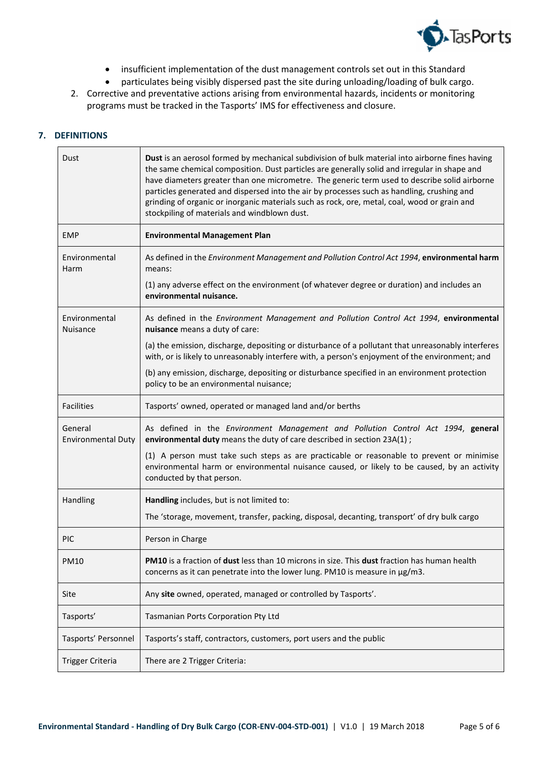- insufficient implementation of the dust management controls set out in this Standard
- particulates being visibly dispersed past the site during unloading/loading of bulk cargo.

2. Corrective and preventative actions arising from environmental hazards, incidents or monitoring programs must be tracked in the Tasports' IMS for effectiveness and closure.

## 7. DEFINITIONS

| Term | Definition |
|---|---|
| Dust | **Dust** is an aerosol formed by mechanical subdivision of bulk material into airborne fines having the same chemical composition. Dust particles are generally solid and irregular in shape and have diameters greater than one micrometre. The generic term used to describe solid airborne particles generated and dispersed into the air by processes such as handling, crushing and grinding of organic or inorganic materials such as rock, ore, metal, coal, wood or grain and stockpiling of materials and windblown dust. |
| EMP | **Environmental Management Plan** |
| Environmental Harm | As defined in the *Environment Management and Pollution Control Act 1994*, **environmental harm** means:<br><br>(1) any adverse effect on the environment (of whatever degree or duration) and includes an **environmental nuisance.** |
| Environmental Nuisance | As defined in the *Environment Management and Pollution Control Act 1994*, **environmental nuisance** means a duty of care:<br><br>(a) the emission, discharge, depositing or disturbance of a pollutant that unreasonably interferes with, or is likely to unreasonably interfere with, a person's enjoyment of the environment; and<br><br>(b) any emission, discharge, depositing or disturbance specified in an environment protection policy to be an environmental nuisance; |
| Facilities | Tasports' owned, operated or managed land and/or berths |
| General Environmental Duty | As defined in the *Environment Management and Pollution Control Act 1994*, **general environmental duty** means the duty of care described in section 23A(1) ;<br><br>(1) A person must take such steps as are practicable or reasonable to prevent or minimise environmental harm or environmental nuisance caused, or likely to be caused, by an activity conducted by that person. |
| Handling | **Handling** includes, but is not limited to:<br><br>The 'storage, movement, transfer, packing, disposal, decanting, transport' of dry bulk cargo |
| PIC | Person in Charge |
| PM10 | **PM10** is a fraction of **dust** less than 10 microns in size. This **dust** fraction has human health concerns as it can penetrate into the lower lung. PM10 is measure in µg/m3. |
| Site | Any **site** owned, operated, managed or controlled by Tasports'. |
| Tasports' | Tasmanian Ports Corporation Pty Ltd |
| Tasports' Personnel | Tasports's staff, contractors, customers, port users and the public |
| Trigger Criteria | There are 2 Trigger Criteria: |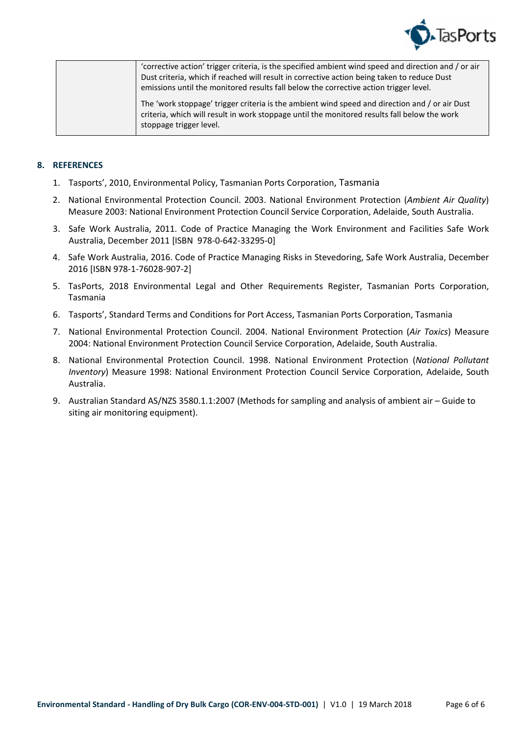| | |
|---|---|
| | 'corrective action' trigger criteria, is the specified ambient wind speed and direction and / or air Dust criteria, which if reached will result in corrective action being taken to reduce Dust emissions until the monitored results fall below the corrective action trigger level.<br><br>The 'work stoppage' trigger criteria is the ambient wind speed and direction and / or air Dust criteria, which will result in work stoppage until the monitored results fall below the work stoppage trigger level. |

## 8. REFERENCES

1. Tasports', 2010, Environmental Policy, Tasmanian Ports Corporation, Tasmania
2. National Environmental Protection Council. 2003. National Environment Protection (*Ambient Air Quality*) Measure 2003: National Environment Protection Council Service Corporation, Adelaide, South Australia.
3. Safe Work Australia, 2011. Code of Practice Managing the Work Environment and Facilities Safe Work Australia, December 2011 [ISBN 978-0-642-33295-0]
4. Safe Work Australia, 2016. Code of Practice Managing Risks in Stevedoring, Safe Work Australia, December 2016 [ISBN 978-1-76028-907-2]
5. TasPorts, 2018 Environmental Legal and Other Requirements Register, Tasmanian Ports Corporation, Tasmania
6. Tasports', Standard Terms and Conditions for Port Access, Tasmanian Ports Corporation, Tasmania
7. National Environmental Protection Council. 2004. National Environment Protection (*Air Toxics*) Measure 2004: National Environment Protection Council Service Corporation, Adelaide, South Australia.
8. National Environmental Protection Council. 1998. National Environment Protection (*National Pollutant Inventory*) Measure 1998: National Environment Protection Council Service Corporation, Adelaide, South Australia.
9. Australian Standard AS/NZS 3580.1.1:2007 (Methods for sampling and analysis of ambient air – Guide to siting air monitoring equipment).